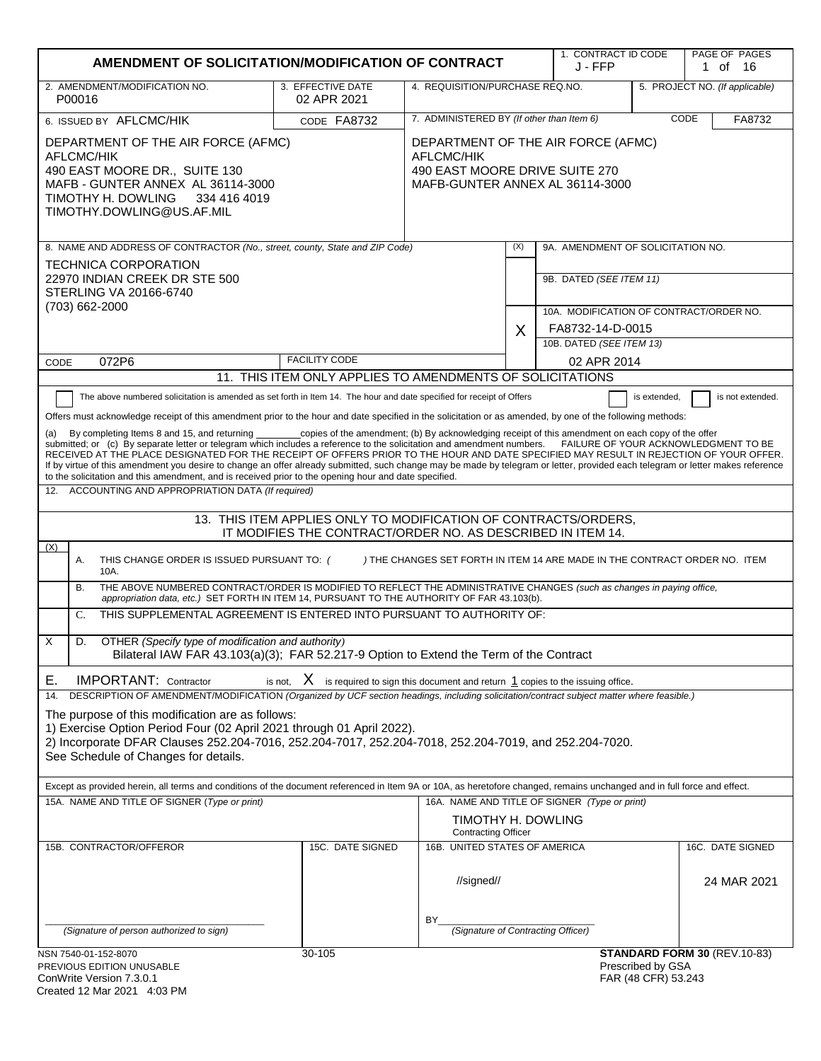# AMENDMENT OF SOLICITATION/MODIFICATION OF CONTRACT

| 1. CONTRACT ID CODE | PAGE OF PAGES |
|---|---|
| J - FFP | 1 of 16 |

| 2. AMENDMENT/MODIFICATION NO. | 3. EFFECTIVE DATE | 4. REQUISITION/PURCHASE REQ.NO. | 5. PROJECT NO. (If applicable) |
|---|---|---|---|
| P00016 | 02 APR 2021 | | |

| 6. ISSUED BY AFLCMC/HIK CODE FA8732 | 7. ADMINISTERED BY (If other than Item 6) CODE FA8732 |
|---|---|
| DEPARTMENT OF THE AIR FORCE (AFMC)<br>AFLCMC/HIK<br>490 EAST MOORE DR., SUITE 130<br>MAFB - GUNTER ANNEX AL 36114-3000<br>TIMOTHY H. DOWLING 334 416 4019<br>TIMOTHY.DOWLING@US.AF.MIL | DEPARTMENT OF THE AIR FORCE (AFMC)<br>AFLCMC/HIK<br>490 EAST MOORE DRIVE SUITE 270<br>MAFB-GUNTER ANNEX AL 36114-3000 |

**8. NAME AND ADDRESS OF CONTRACTOR** (No., street, county, State and ZIP Code)

TECHNICA CORPORATION
22970 INDIAN CREEK DR STE 500
STERLING VA 20166-6740
(703) 662-2000

CODE 072P6 FACILITY CODE

| (X) | |
|---|---|
| | 9A. AMENDMENT OF SOLICITATION NO. |
| | 9B. DATED (SEE ITEM 11) |
| X | 10A. MODIFICATION OF CONTRACT/ORDER NO.<br>FA8732-14-D-0015 |
| | 10B. DATED (SEE ITEM 13)<br>02 APR 2014 |

## 11. THIS ITEM ONLY APPLIES TO AMENDMENTS OF SOLICITATIONS

☐ The above numbered solicitation is amended as set forth in Item 14. The hour and date specified for receipt of Offers ☐ is extended, ☐ is not extended.

Offers must acknowledge receipt of this amendment prior to the hour and date specified in the solicitation or as amended, by one of the following methods:

(a) By completing Items 8 and 15, and returning ________ copies of the amendment; (b) By acknowledging receipt of this amendment on each copy of the offer submitted; or (c) By separate letter or telegram which includes a reference to the solicitation and amendment numbers. FAILURE OF YOUR ACKNOWLEDGMENT TO BE RECEIVED AT THE PLACE DESIGNATED FOR THE RECEIPT OF OFFERS PRIOR TO THE HOUR AND DATE SPECIFIED MAY RESULT IN REJECTION OF YOUR OFFER. If by virtue of this amendment you desire to change an offer already submitted, such change may be made by telegram or letter, provided each telegram or letter makes reference to the solicitation and this amendment, and is received prior to the opening hour and date specified.

12. ACCOUNTING AND APPROPRIATION DATA (If required)

## 13. THIS ITEM APPLIES ONLY TO MODIFICATION OF CONTRACTS/ORDERS, IT MODIFIES THE CONTRACT/ORDER NO. AS DESCRIBED IN ITEM 14.

| (X) | |
|---|---|
| | A. THIS CHANGE ORDER IS ISSUED PURSUANT TO: ( ) THE CHANGES SET FORTH IN ITEM 14 ARE MADE IN THE CONTRACT ORDER NO. ITEM 10A. |
| | B. THE ABOVE NUMBERED CONTRACT/ORDER IS MODIFIED TO REFLECT THE ADMINISTRATIVE CHANGES (such as changes in paying office, appropriation data, etc.) SET FORTH IN ITEM 14, PURSUANT TO THE AUTHORITY OF FAR 43.103(b). |
| | C. THIS SUPPLEMENTAL AGREEMENT IS ENTERED INTO PURSUANT TO AUTHORITY OF: |
| X | D. OTHER (Specify type of modification and authority)<br>Bilateral IAW FAR 43.103(a)(3); FAR 52.217-9 Option to Extend the Term of the Contract |

E. IMPORTANT: Contractor is not, X is required to sign this document and return 1 copies to the issuing office.

14. DESCRIPTION OF AMENDMENT/MODIFICATION (Organized by UCF section headings, including solicitation/contract subject matter where feasible.)

The purpose of this modification are as follows:
1) Exercise Option Period Four (02 April 2021 through 01 April 2022).
2) Incorporate DFAR Clauses 252.204-7016, 252.204-7017, 252.204-7018, 252.204-7019, and 252.204-7020.
See Schedule of Changes for details.

Except as provided herein, all terms and conditions of the document referenced in Item 9A or 10A, as heretofore changed, remains unchanged and in full force and effect.

| 15A. NAME AND TITLE OF SIGNER (Type or print) | | 16A. NAME AND TITLE OF SIGNER (Type or print) | |
|---|---|---|---|
| | | TIMOTHY H. DOWLING<br>Contracting Officer | |
| **15B. CONTRACTOR/OFFEROR** | **15C. DATE SIGNED** | **16B. UNITED STATES OF AMERICA** | **16C. DATE SIGNED** |
| ______________________<br>(Signature of person authorized to sign) | | //signed//<br>BY______________________<br>(Signature of Contracting Officer) | 24 MAR 2021 |

NSN 7540-01-152-8070
PREVIOUS EDITION UNUSABLE
ConWrite Version 7.3.0.1
Created 12 Mar 2021 4:03 PM

30-105

**STANDARD FORM 30** (REV.10-83)
Prescribed by GSA
FAR (48 CFR) 53.243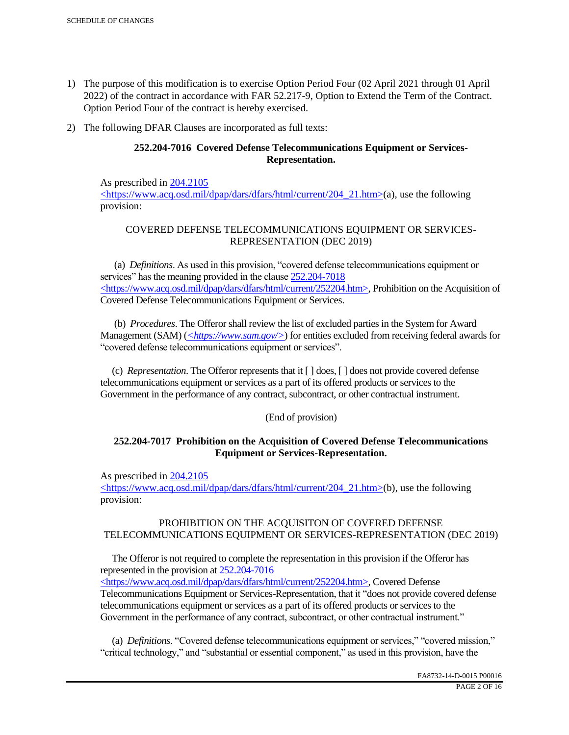1) The purpose of this modification is to exercise Option Period Four (02 April 2021 through 01 April 2022) of the contract in accordance with FAR 52.217-9, Option to Extend the Term of the Contract. Option Period Four of the contract is hereby exercised.

2) The following DFAR Clauses are incorporated as full texts:

**252.204-7016 Covered Defense Telecommunications Equipment or Services-Representation.**

As prescribed in 204.2105 <https://www.acq.osd.mil/dpap/dars/dfars/html/current/204_21.htm>(a), use the following provision:

COVERED DEFENSE TELECOMMUNICATIONS EQUIPMENT OR SERVICES-REPRESENTATION (DEC 2019)

(a) *Definitions*. As used in this provision, "covered defense telecommunications equipment or services" has the meaning provided in the clause 252.204-7018 <https://www.acq.osd.mil/dpap/dars/dfars/html/current/252204.htm>, Prohibition on the Acquisition of Covered Defense Telecommunications Equipment or Services.

(b) *Procedures*. The Offeror shall review the list of excluded parties in the System for Award Management (SAM) (*<https://www.sam.gov/>*) for entities excluded from receiving federal awards for "covered defense telecommunications equipment or services".

(c) *Representation*. The Offeror represents that it [ ] does, [ ] does not provide covered defense telecommunications equipment or services as a part of its offered products or services to the Government in the performance of any contract, subcontract, or other contractual instrument.

(End of provision)

**252.204-7017 Prohibition on the Acquisition of Covered Defense Telecommunications Equipment or Services-Representation.**

As prescribed in 204.2105 <https://www.acq.osd.mil/dpap/dars/dfars/html/current/204_21.htm>(b), use the following provision:

PROHIBITION ON THE ACQUISITON OF COVERED DEFENSE TELECOMMUNICATIONS EQUIPMENT OR SERVICES-REPRESENTATION (DEC 2019)

The Offeror is not required to complete the representation in this provision if the Offeror has represented in the provision at 252.204-7016 <https://www.acq.osd.mil/dpap/dars/dfars/html/current/252204.htm>, Covered Defense Telecommunications Equipment or Services-Representation, that it "does not provide covered defense telecommunications equipment or services as a part of its offered products or services to the Government in the performance of any contract, subcontract, or other contractual instrument."

(a) *Definitions*. "Covered defense telecommunications equipment or services," "covered mission," "critical technology," and "substantial or essential component," as used in this provision, have the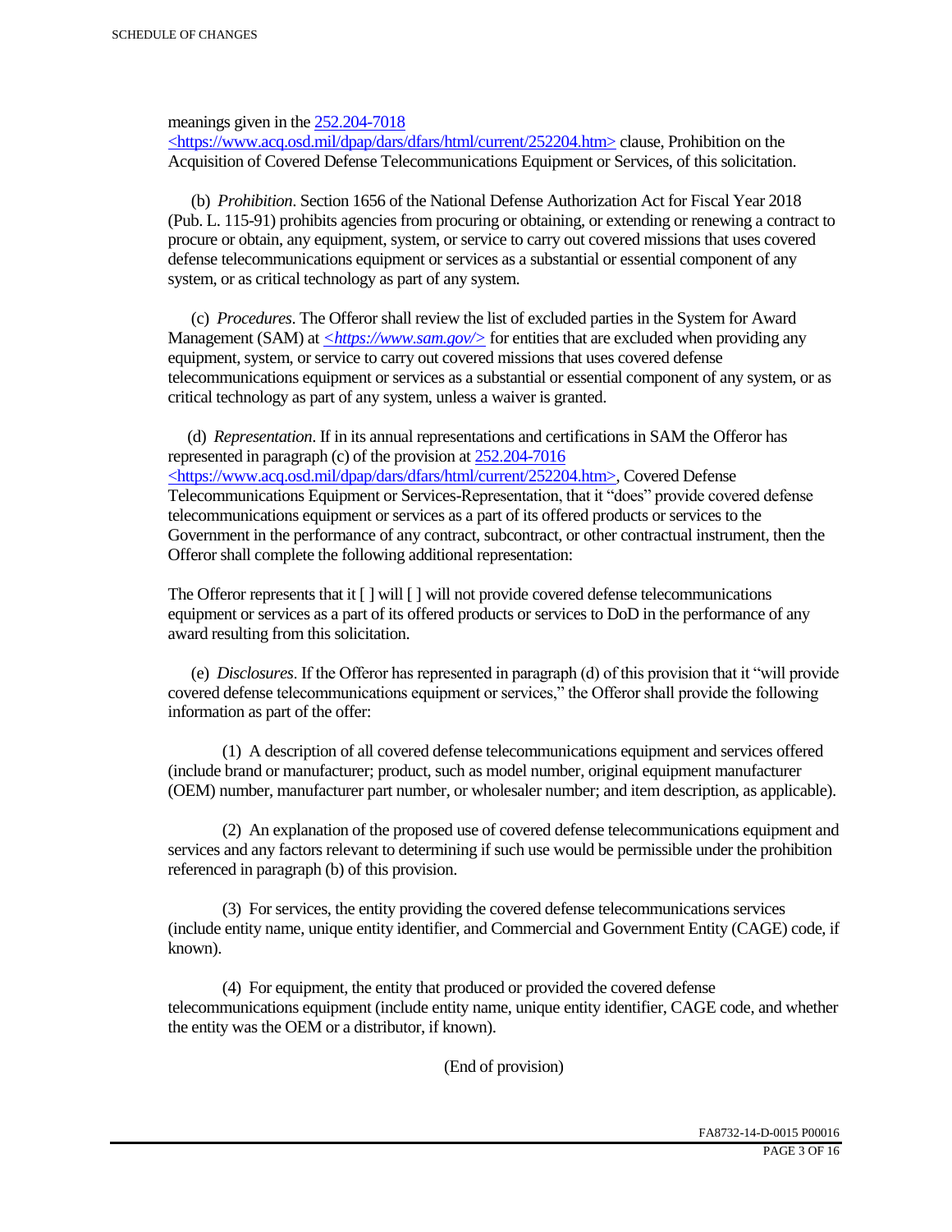meanings given in the [252.204-7018](https://www.acq.osd.mil/dpap/dars/dfars/html/current/252204.htm) <https://www.acq.osd.mil/dpap/dars/dfars/html/current/252204.htm> clause, Prohibition on the Acquisition of Covered Defense Telecommunications Equipment or Services, of this solicitation.

(b) *Prohibition*. Section 1656 of the National Defense Authorization Act for Fiscal Year 2018 (Pub. L. 115-91) prohibits agencies from procuring or obtaining, or extending or renewing a contract to procure or obtain, any equipment, system, or service to carry out covered missions that uses covered defense telecommunications equipment or services as a substantial or essential component of any system, or as critical technology as part of any system.

(c) *Procedures*. The Offeror shall review the list of excluded parties in the System for Award Management (SAM) at *<https://www.sam.gov/>* for entities that are excluded when providing any equipment, system, or service to carry out covered missions that uses covered defense telecommunications equipment or services as a substantial or essential component of any system, or as critical technology as part of any system, unless a waiver is granted.

(d) *Representation*. If in its annual representations and certifications in SAM the Offeror has represented in paragraph (c) of the provision at [252.204-7016](https://www.acq.osd.mil/dpap/dars/dfars/html/current/252204.htm) <https://www.acq.osd.mil/dpap/dars/dfars/html/current/252204.htm>, Covered Defense Telecommunications Equipment or Services-Representation, that it "does" provide covered defense telecommunications equipment or services as a part of its offered products or services to the Government in the performance of any contract, subcontract, or other contractual instrument, then the Offeror shall complete the following additional representation:

The Offeror represents that it [ ] will [ ] will not provide covered defense telecommunications equipment or services as a part of its offered products or services to DoD in the performance of any award resulting from this solicitation.

(e) *Disclosures*. If the Offeror has represented in paragraph (d) of this provision that it "will provide covered defense telecommunications equipment or services," the Offeror shall provide the following information as part of the offer:

(1) A description of all covered defense telecommunications equipment and services offered (include brand or manufacturer; product, such as model number, original equipment manufacturer (OEM) number, manufacturer part number, or wholesaler number; and item description, as applicable).

(2) An explanation of the proposed use of covered defense telecommunications equipment and services and any factors relevant to determining if such use would be permissible under the prohibition referenced in paragraph (b) of this provision.

(3) For services, the entity providing the covered defense telecommunications services (include entity name, unique entity identifier, and Commercial and Government Entity (CAGE) code, if known).

(4) For equipment, the entity that produced or provided the covered defense telecommunications equipment (include entity name, unique entity identifier, CAGE code, and whether the entity was the OEM or a distributor, if known).

(End of provision)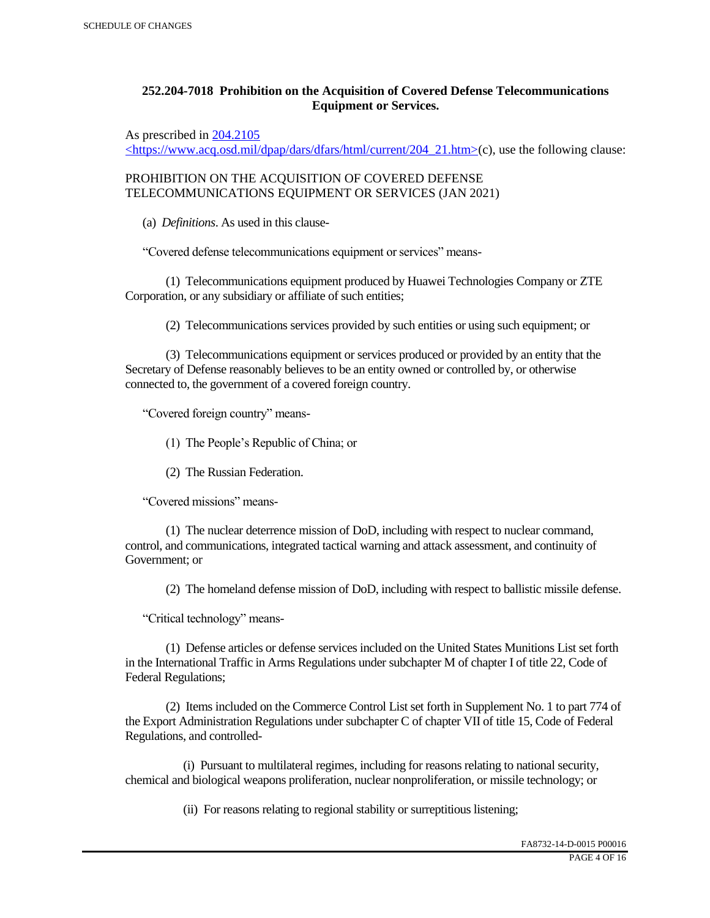## 252.204-7018 Prohibition on the Acquisition of Covered Defense Telecommunications Equipment or Services.

As prescribed in [204.2105 <https://www.acq.osd.mil/dpap/dars/dfars/html/current/204_21.htm>](https://www.acq.osd.mil/dpap/dars/dfars/html/current/204_21.htm)(c), use the following clause:

PROHIBITION ON THE ACQUISITION OF COVERED DEFENSE TELECOMMUNICATIONS EQUIPMENT OR SERVICES (JAN 2021)

(a) *Definitions*. As used in this clause-

"Covered defense telecommunications equipment or services" means-

(1) Telecommunications equipment produced by Huawei Technologies Company or ZTE Corporation, or any subsidiary or affiliate of such entities;

(2) Telecommunications services provided by such entities or using such equipment; or

(3) Telecommunications equipment or services produced or provided by an entity that the Secretary of Defense reasonably believes to be an entity owned or controlled by, or otherwise connected to, the government of a covered foreign country.

"Covered foreign country" means-

(1) The People's Republic of China; or

(2) The Russian Federation.

"Covered missions" means-

(1) The nuclear deterrence mission of DoD, including with respect to nuclear command, control, and communications, integrated tactical warning and attack assessment, and continuity of Government; or

(2) The homeland defense mission of DoD, including with respect to ballistic missile defense.

"Critical technology" means-

(1) Defense articles or defense services included on the United States Munitions List set forth in the International Traffic in Arms Regulations under subchapter M of chapter I of title 22, Code of Federal Regulations;

(2) Items included on the Commerce Control List set forth in Supplement No. 1 to part 774 of the Export Administration Regulations under subchapter C of chapter VII of title 15, Code of Federal Regulations, and controlled-

(i) Pursuant to multilateral regimes, including for reasons relating to national security, chemical and biological weapons proliferation, nuclear nonproliferation, or missile technology; or

(ii) For reasons relating to regional stability or surreptitious listening;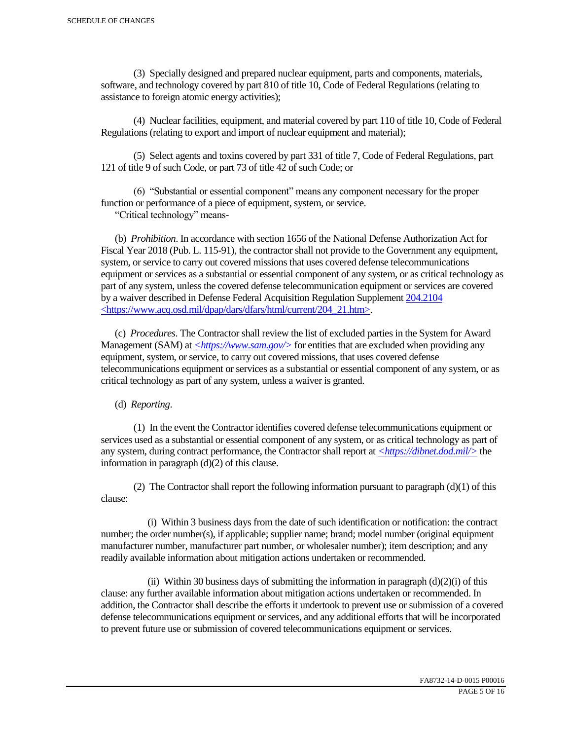(3) Specially designed and prepared nuclear equipment, parts and components, materials, software, and technology covered by part 810 of title 10, Code of Federal Regulations (relating to assistance to foreign atomic energy activities);

(4) Nuclear facilities, equipment, and material covered by part 110 of title 10, Code of Federal Regulations (relating to export and import of nuclear equipment and material);

(5) Select agents and toxins covered by part 331 of title 7, Code of Federal Regulations, part 121 of title 9 of such Code, or part 73 of title 42 of such Code; or

(6) "Substantial or essential component" means any component necessary for the proper function or performance of a piece of equipment, system, or service.

"Critical technology" means-

(b) *Prohibition*. In accordance with section 1656 of the National Defense Authorization Act for Fiscal Year 2018 (Pub. L. 115-91), the contractor shall not provide to the Government any equipment, system, or service to carry out covered missions that uses covered defense telecommunications equipment or services as a substantial or essential component of any system, or as critical technology as part of any system, unless the covered defense telecommunication equipment or services are covered by a waiver described in Defense Federal Acquisition Regulation Supplement 204.2104 <https://www.acq.osd.mil/dpap/dars/dfars/html/current/204_21.htm>.

(c) *Procedures*. The Contractor shall review the list of excluded parties in the System for Award Management (SAM) at *<https://www.sam.gov/>* for entities that are excluded when providing any equipment, system, or service, to carry out covered missions, that uses covered defense telecommunications equipment or services as a substantial or essential component of any system, or as critical technology as part of any system, unless a waiver is granted.

(d) *Reporting*.

(1) In the event the Contractor identifies covered defense telecommunications equipment or services used as a substantial or essential component of any system, or as critical technology as part of any system, during contract performance, the Contractor shall report at *<https://dibnet.dod.mil/>* the information in paragraph (d)(2) of this clause.

(2) The Contractor shall report the following information pursuant to paragraph (d)(1) of this clause:

(i) Within 3 business days from the date of such identification or notification: the contract number; the order number(s), if applicable; supplier name; brand; model number (original equipment manufacturer number, manufacturer part number, or wholesaler number); item description; and any readily available information about mitigation actions undertaken or recommended.

(ii) Within 30 business days of submitting the information in paragraph (d)(2)(i) of this clause: any further available information about mitigation actions undertaken or recommended. In addition, the Contractor shall describe the efforts it undertook to prevent use or submission of a covered defense telecommunications equipment or services, and any additional efforts that will be incorporated to prevent future use or submission of covered telecommunications equipment or services.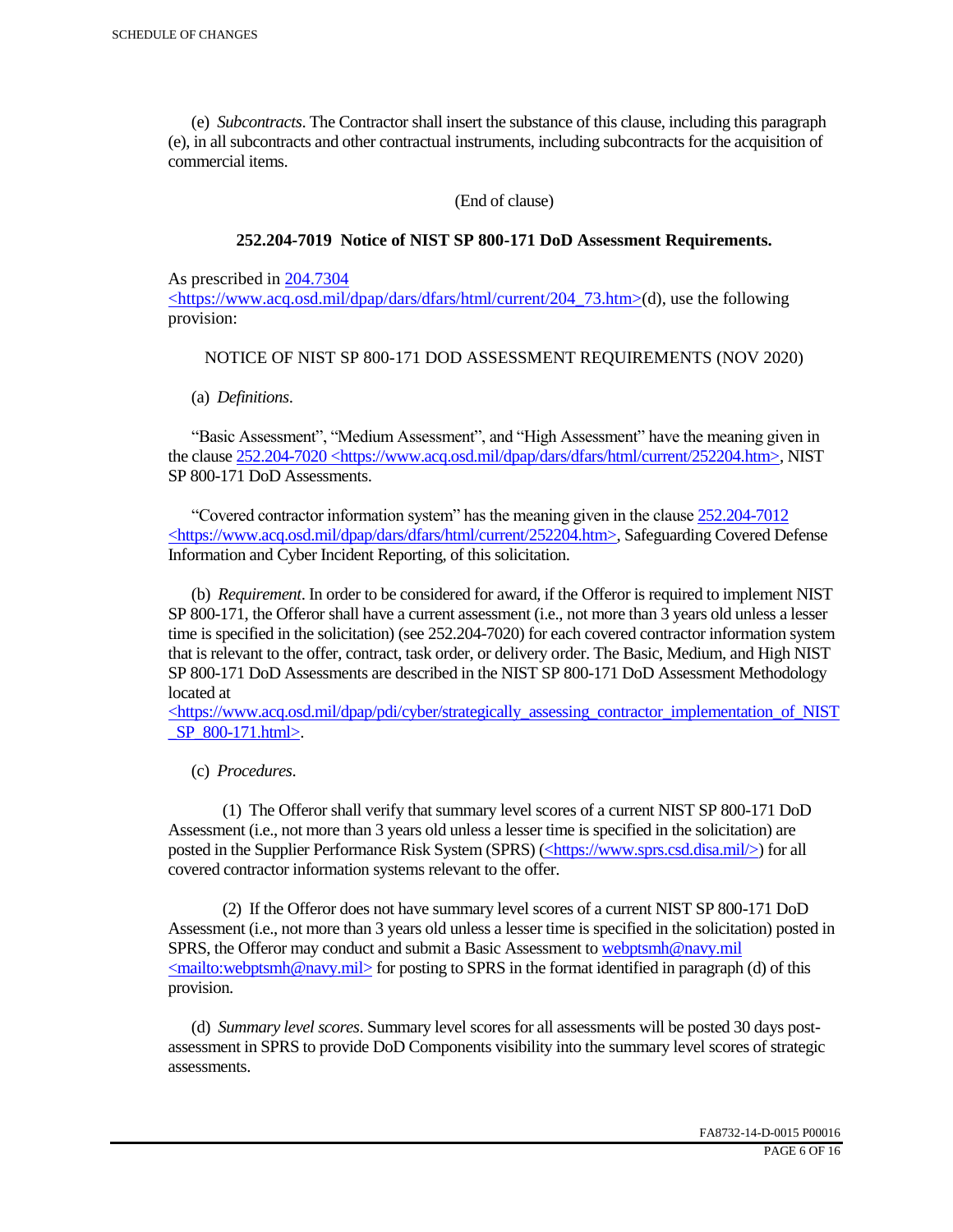(e) *Subcontracts*. The Contractor shall insert the substance of this clause, including this paragraph (e), in all subcontracts and other contractual instruments, including subcontracts for the acquisition of commercial items.

(End of clause)

**252.204-7019 Notice of NIST SP 800-171 DoD Assessment Requirements.**

As prescribed in 204.7304 <https://www.acq.osd.mil/dpap/dars/dfars/html/current/204_73.htm>(d), use the following provision:

NOTICE OF NIST SP 800-171 DOD ASSESSMENT REQUIREMENTS (NOV 2020)

(a) *Definitions*.

"Basic Assessment", "Medium Assessment", and "High Assessment" have the meaning given in the clause 252.204-7020 <https://www.acq.osd.mil/dpap/dars/dfars/html/current/252204.htm>, NIST SP 800-171 DoD Assessments.

"Covered contractor information system" has the meaning given in the clause 252.204-7012 <https://www.acq.osd.mil/dpap/dars/dfars/html/current/252204.htm>, Safeguarding Covered Defense Information and Cyber Incident Reporting, of this solicitation.

(b) *Requirement*. In order to be considered for award, if the Offeror is required to implement NIST SP 800-171, the Offeror shall have a current assessment (i.e., not more than 3 years old unless a lesser time is specified in the solicitation) (see 252.204-7020) for each covered contractor information system that is relevant to the offer, contract, task order, or delivery order. The Basic, Medium, and High NIST SP 800-171 DoD Assessments are described in the NIST SP 800-171 DoD Assessment Methodology located at <https://www.acq.osd.mil/dpap/pdi/cyber/strategically_assessing_contractor_implementation_of_NIST_SP_800-171.html>.

(c) *Procedures*.

(1) The Offeror shall verify that summary level scores of a current NIST SP 800-171 DoD Assessment (i.e., not more than 3 years old unless a lesser time is specified in the solicitation) are posted in the Supplier Performance Risk System (SPRS) (<https://www.sprs.csd.disa.mil/>) for all covered contractor information systems relevant to the offer.

(2) If the Offeror does not have summary level scores of a current NIST SP 800-171 DoD Assessment (i.e., not more than 3 years old unless a lesser time is specified in the solicitation) posted in SPRS, the Offeror may conduct and submit a Basic Assessment to webptsmh@navy.mil <mailto:webptsmh@navy.mil> for posting to SPRS in the format identified in paragraph (d) of this provision.

(d) *Summary level scores*. Summary level scores for all assessments will be posted 30 days post-assessment in SPRS to provide DoD Components visibility into the summary level scores of strategic assessments.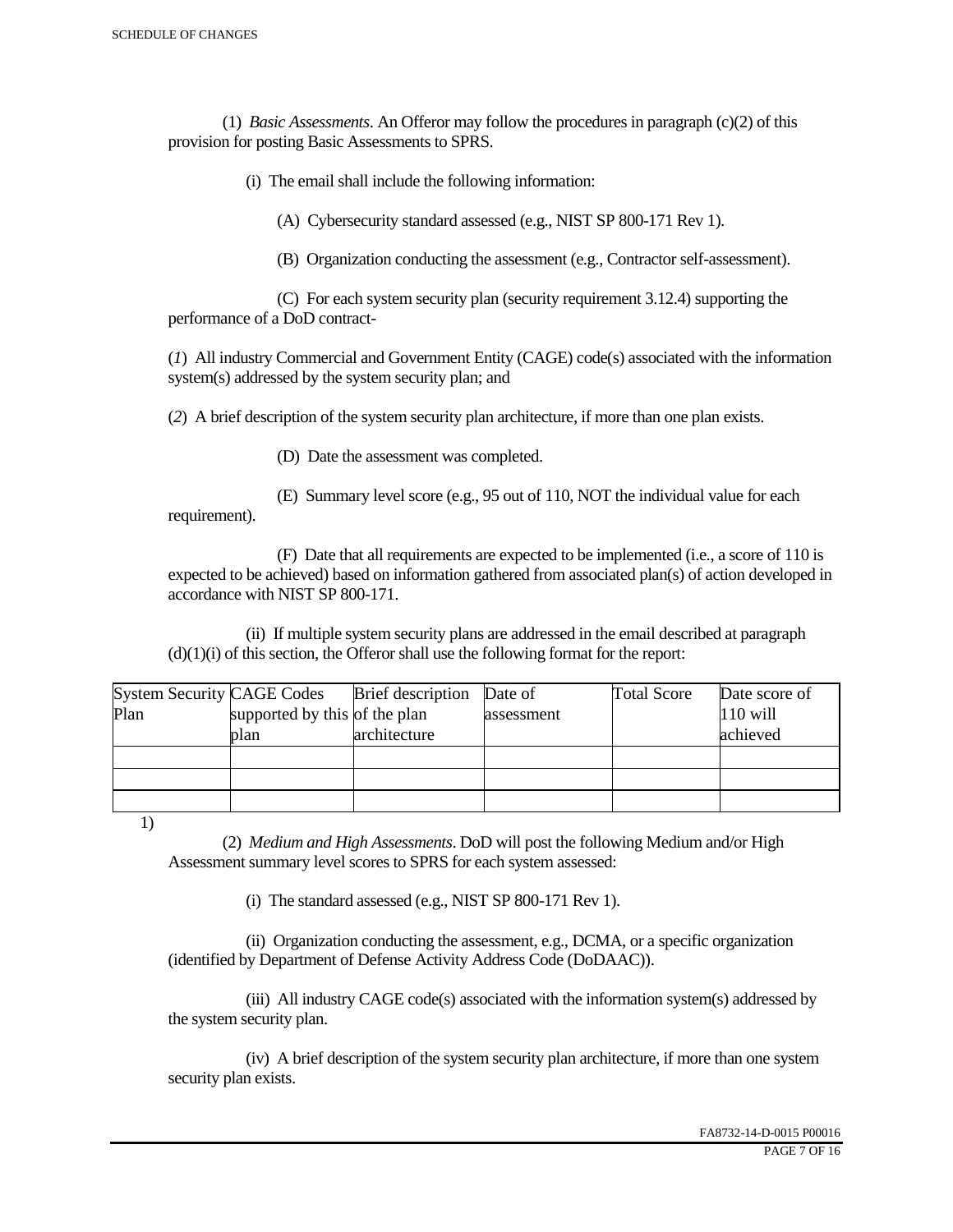(1) *Basic Assessments*. An Offeror may follow the procedures in paragraph (c)(2) of this provision for posting Basic Assessments to SPRS.

(i) The email shall include the following information:

(A) Cybersecurity standard assessed (e.g., NIST SP 800-171 Rev 1).

(B) Organization conducting the assessment (e.g., Contractor self-assessment).

(C) For each system security plan (security requirement 3.12.4) supporting the performance of a DoD contract-

(*1*) All industry Commercial and Government Entity (CAGE) code(s) associated with the information system(s) addressed by the system security plan; and

(*2*) A brief description of the system security plan architecture, if more than one plan exists.

(D) Date the assessment was completed.

(E) Summary level score (e.g., 95 out of 110, NOT the individual value for each requirement).

(F) Date that all requirements are expected to be implemented (i.e., a score of 110 is expected to be achieved) based on information gathered from associated plan(s) of action developed in accordance with NIST SP 800-171.

(ii) If multiple system security plans are addressed in the email described at paragraph (d)(1)(i) of this section, the Offeror shall use the following format for the report:

| System Security Plan | CAGE Codes supported by this plan | Brief description of the plan architecture | Date of assessment | Total Score | Date score of 110 will achieved |
|---|---|---|---|---|---|
| | | | | | |
| | | | | | |
| | | | | | |

1)

(2) *Medium and High Assessments*. DoD will post the following Medium and/or High Assessment summary level scores to SPRS for each system assessed:

(i) The standard assessed (e.g., NIST SP 800-171 Rev 1).

(ii) Organization conducting the assessment, e.g., DCMA, or a specific organization (identified by Department of Defense Activity Address Code (DoDAAC)).

(iii) All industry CAGE code(s) associated with the information system(s) addressed by the system security plan.

(iv) A brief description of the system security plan architecture, if more than one system security plan exists.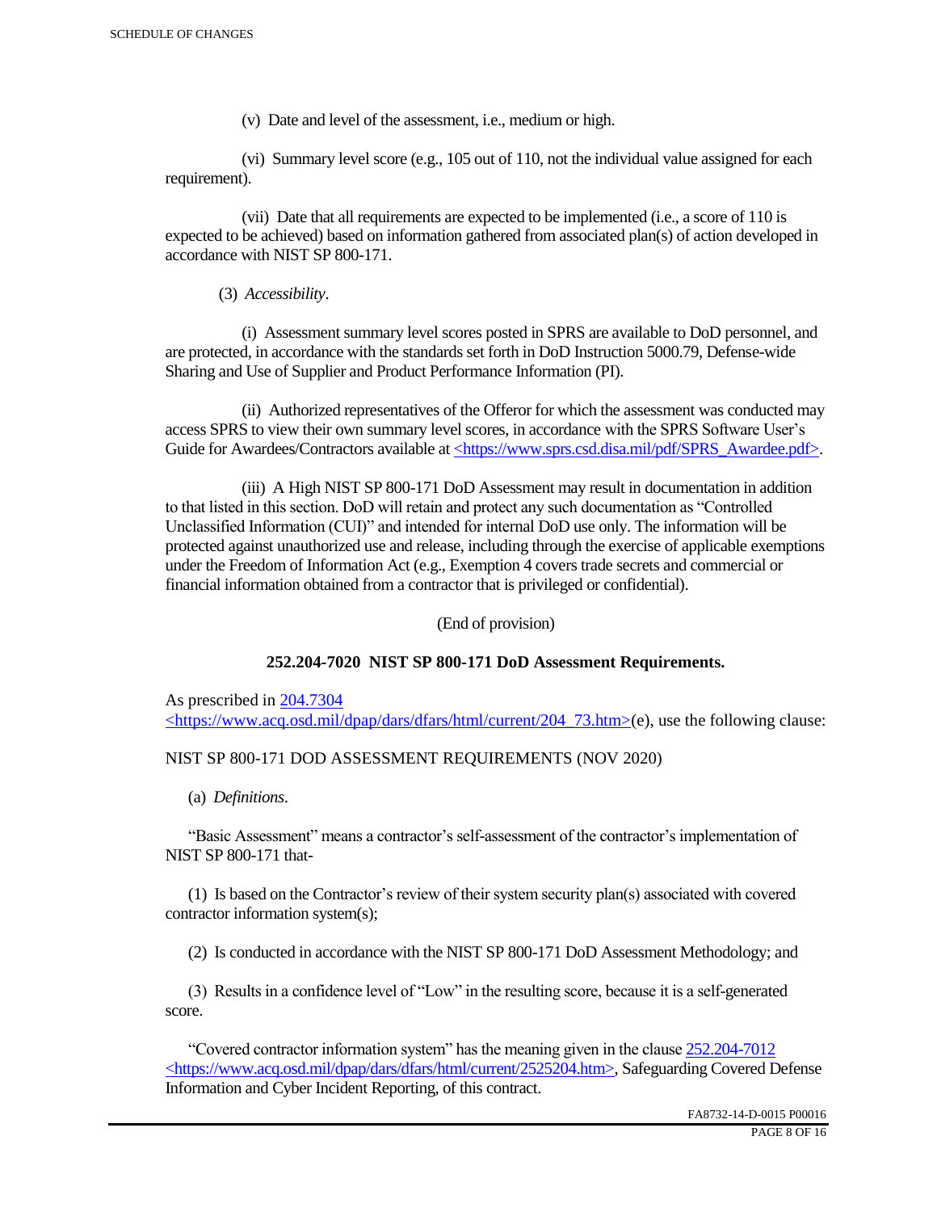(v) Date and level of the assessment, i.e., medium or high.

(vi) Summary level score (e.g., 105 out of 110, not the individual value assigned for each requirement).

(vii) Date that all requirements are expected to be implemented (i.e., a score of 110 is expected to be achieved) based on information gathered from associated plan(s) of action developed in accordance with NIST SP 800-171.

(3) *Accessibility*.

(i) Assessment summary level scores posted in SPRS are available to DoD personnel, and are protected, in accordance with the standards set forth in DoD Instruction 5000.79, Defense-wide Sharing and Use of Supplier and Product Performance Information (PI).

(ii) Authorized representatives of the Offeror for which the assessment was conducted may access SPRS to view their own summary level scores, in accordance with the SPRS Software User's Guide for Awardees/Contractors available at <https://www.sprs.csd.disa.mil/pdf/SPRS_Awardee.pdf>.

(iii) A High NIST SP 800-171 DoD Assessment may result in documentation in addition to that listed in this section. DoD will retain and protect any such documentation as "Controlled Unclassified Information (CUI)" and intended for internal DoD use only. The information will be protected against unauthorized use and release, including through the exercise of applicable exemptions under the Freedom of Information Act (e.g., Exemption 4 covers trade secrets and commercial or financial information obtained from a contractor that is privileged or confidential).

(End of provision)

**252.204-7020 NIST SP 800-171 DoD Assessment Requirements.**

As prescribed in 204.7304 <https://www.acq.osd.mil/dpap/dars/dfars/html/current/204_73.htm>(e), use the following clause:

NIST SP 800-171 DOD ASSESSMENT REQUIREMENTS (NOV 2020)

(a) *Definitions*.

"Basic Assessment" means a contractor's self-assessment of the contractor's implementation of NIST SP 800-171 that-

(1) Is based on the Contractor's review of their system security plan(s) associated with covered contractor information system(s);

(2) Is conducted in accordance with the NIST SP 800-171 DoD Assessment Methodology; and

(3) Results in a confidence level of "Low" in the resulting score, because it is a self-generated score.

"Covered contractor information system" has the meaning given in the clause 252.204-7012 <https://www.acq.osd.mil/dpap/dars/dfars/html/current/2525204.htm>, Safeguarding Covered Defense Information and Cyber Incident Reporting, of this contract.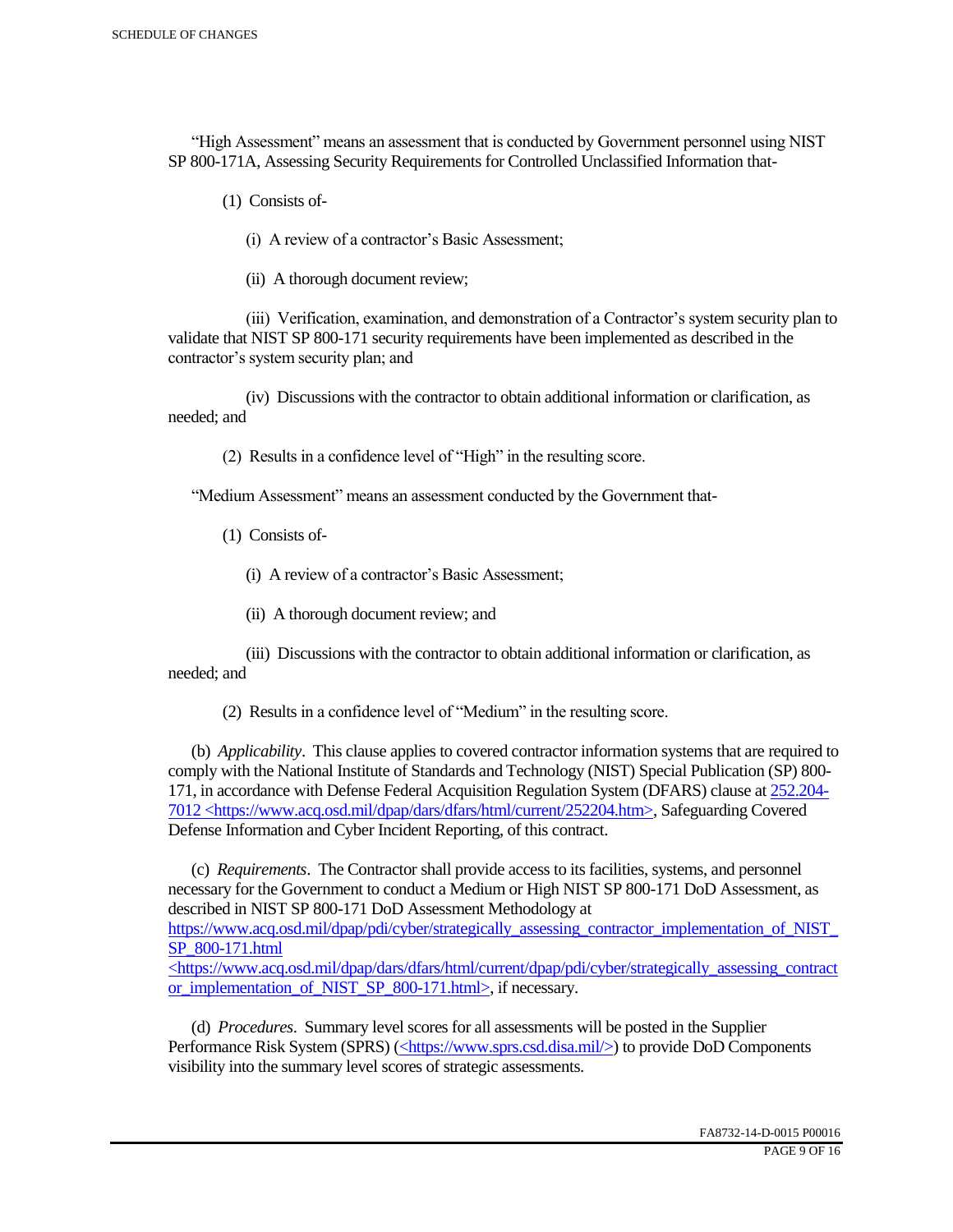"High Assessment" means an assessment that is conducted by Government personnel using NIST SP 800-171A, Assessing Security Requirements for Controlled Unclassified Information that-

(1) Consists of-

(i) A review of a contractor's Basic Assessment;

(ii) A thorough document review;

(iii) Verification, examination, and demonstration of a Contractor's system security plan to validate that NIST SP 800-171 security requirements have been implemented as described in the contractor's system security plan; and

(iv) Discussions with the contractor to obtain additional information or clarification, as needed; and

(2) Results in a confidence level of "High" in the resulting score.

"Medium Assessment" means an assessment conducted by the Government that-

(1) Consists of-

(i) A review of a contractor's Basic Assessment;

(ii) A thorough document review; and

(iii) Discussions with the contractor to obtain additional information or clarification, as needed; and

(2) Results in a confidence level of "Medium" in the resulting score.

(b) *Applicability*. This clause applies to covered contractor information systems that are required to comply with the National Institute of Standards and Technology (NIST) Special Publication (SP) 800-171, in accordance with Defense Federal Acquisition Regulation System (DFARS) clause at [252.204-7012 <https://www.acq.osd.mil/dpap/dars/dfars/html/current/252204.htm>](https://www.acq.osd.mil/dpap/dars/dfars/html/current/252204.htm), Safeguarding Covered Defense Information and Cyber Incident Reporting, of this contract.

(c) *Requirements*. The Contractor shall provide access to its facilities, systems, and personnel necessary for the Government to conduct a Medium or High NIST SP 800-171 DoD Assessment, as described in NIST SP 800-171 DoD Assessment Methodology at [https://www.acq.osd.mil/dpap/pdi/cyber/strategically_assessing_contractor_implementation_of_NIST_SP_800-171.html <https://www.acq.osd.mil/dpap/dars/dfars/html/current/dpap/pdi/cyber/strategically_assessing_contractor_implementation_of_NIST_SP_800-171.html>](https://www.acq.osd.mil/dpap/dars/dfars/html/current/dpap/pdi/cyber/strategically_assessing_contractor_implementation_of_NIST_SP_800-171.html), if necessary.

(d) *Procedures*. Summary level scores for all assessments will be posted in the Supplier Performance Risk System (SPRS) ([<https://www.sprs.csd.disa.mil/>](https://www.sprs.csd.disa.mil/)) to provide DoD Components visibility into the summary level scores of strategic assessments.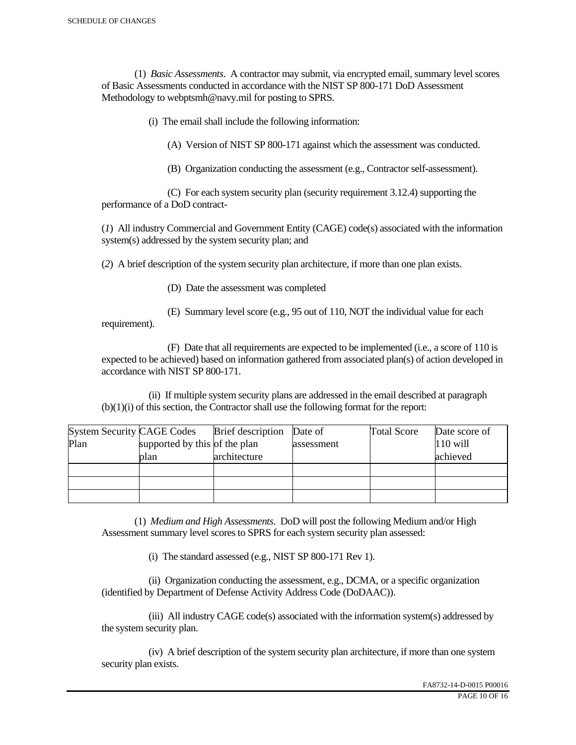(1) *Basic Assessments*. A contractor may submit, via encrypted email, summary level scores of Basic Assessments conducted in accordance with the NIST SP 800-171 DoD Assessment Methodology to webptsmh@navy.mil for posting to SPRS.

(i) The email shall include the following information:

(A) Version of NIST SP 800-171 against which the assessment was conducted.

(B) Organization conducting the assessment (e.g., Contractor self-assessment).

(C) For each system security plan (security requirement 3.12.4) supporting the performance of a DoD contract-

(*1*) All industry Commercial and Government Entity (CAGE) code(s) associated with the information system(s) addressed by the system security plan; and

(*2*) A brief description of the system security plan architecture, if more than one plan exists.

(D) Date the assessment was completed

(E) Summary level score (e.g., 95 out of 110, NOT the individual value for each requirement).

(F) Date that all requirements are expected to be implemented (i.e., a score of 110 is expected to be achieved) based on information gathered from associated plan(s) of action developed in accordance with NIST SP 800-171.

(ii) If multiple system security plans are addressed in the email described at paragraph (b)(1)(i) of this section, the Contractor shall use the following format for the report:

| System Security Plan | CAGE Codes supported by this plan | Brief description of the plan architecture | Date of assessment | Total Score | Date score of 110 will achieved |
|---|---|---|---|---|---|
| | | | | | |
| | | | | | |
| | | | | | |

(1) *Medium and High Assessments*. DoD will post the following Medium and/or High Assessment summary level scores to SPRS for each system security plan assessed:

(i) The standard assessed (e.g., NIST SP 800-171 Rev 1).

(ii) Organization conducting the assessment, e.g., DCMA, or a specific organization (identified by Department of Defense Activity Address Code (DoDAAC)).

(iii) All industry CAGE code(s) associated with the information system(s) addressed by the system security plan.

(iv) A brief description of the system security plan architecture, if more than one system security plan exists.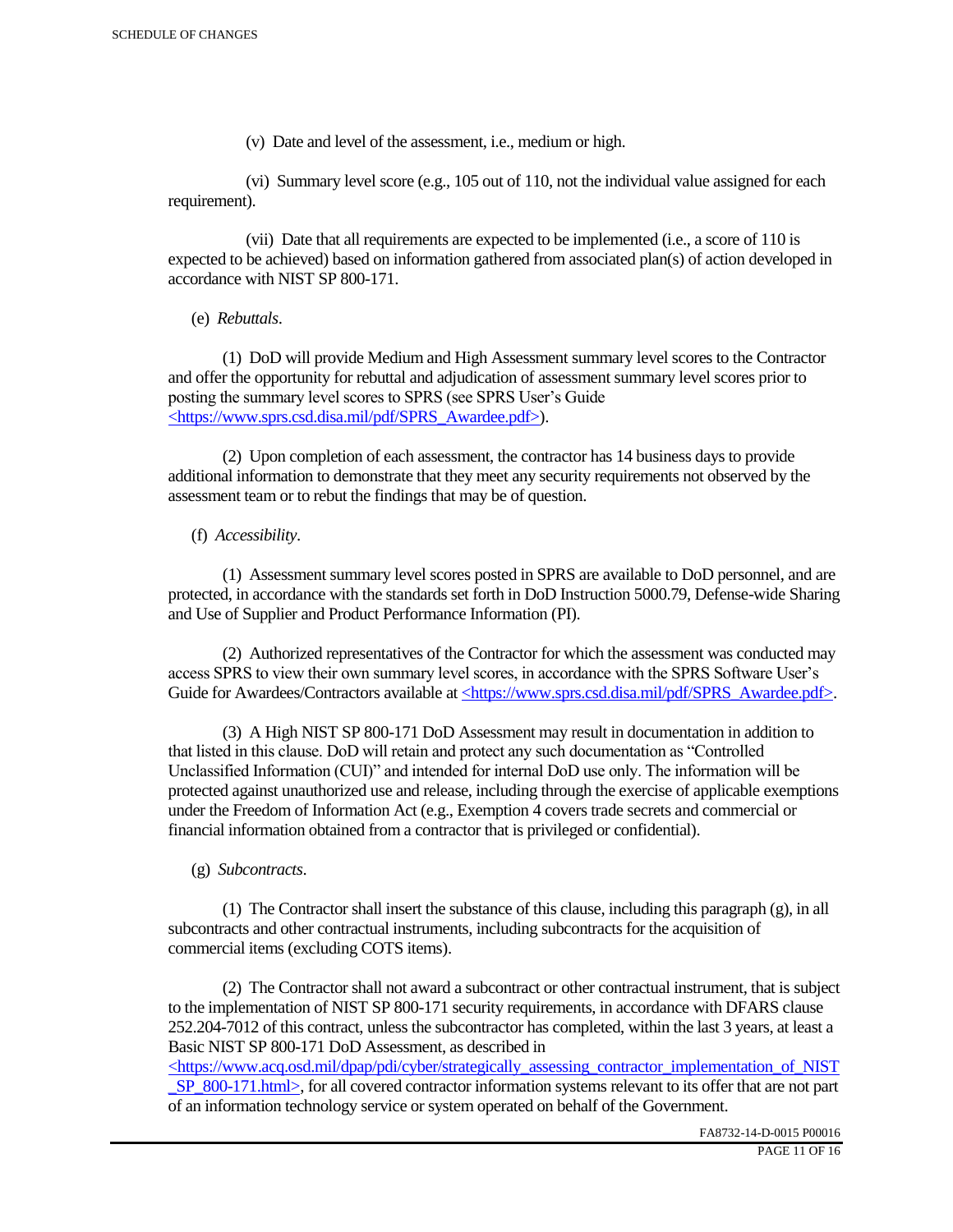(v) Date and level of the assessment, i.e., medium or high.

(vi) Summary level score (e.g., 105 out of 110, not the individual value assigned for each requirement).

(vii) Date that all requirements are expected to be implemented (i.e., a score of 110 is expected to be achieved) based on information gathered from associated plan(s) of action developed in accordance with NIST SP 800-171.

(e) *Rebuttals*.

(1) DoD will provide Medium and High Assessment summary level scores to the Contractor and offer the opportunity for rebuttal and adjudication of assessment summary level scores prior to posting the summary level scores to SPRS (see SPRS User's Guide <https://www.sprs.csd.disa.mil/pdf/SPRS_Awardee.pdf>).

(2) Upon completion of each assessment, the contractor has 14 business days to provide additional information to demonstrate that they meet any security requirements not observed by the assessment team or to rebut the findings that may be of question.

(f) *Accessibility*.

(1) Assessment summary level scores posted in SPRS are available to DoD personnel, and are protected, in accordance with the standards set forth in DoD Instruction 5000.79, Defense-wide Sharing and Use of Supplier and Product Performance Information (PI).

(2) Authorized representatives of the Contractor for which the assessment was conducted may access SPRS to view their own summary level scores, in accordance with the SPRS Software User's Guide for Awardees/Contractors available at <https://www.sprs.csd.disa.mil/pdf/SPRS_Awardee.pdf>.

(3) A High NIST SP 800-171 DoD Assessment may result in documentation in addition to that listed in this clause. DoD will retain and protect any such documentation as "Controlled Unclassified Information (CUI)" and intended for internal DoD use only. The information will be protected against unauthorized use and release, including through the exercise of applicable exemptions under the Freedom of Information Act (e.g., Exemption 4 covers trade secrets and commercial or financial information obtained from a contractor that is privileged or confidential).

(g) *Subcontracts*.

(1) The Contractor shall insert the substance of this clause, including this paragraph (g), in all subcontracts and other contractual instruments, including subcontracts for the acquisition of commercial items (excluding COTS items).

(2) The Contractor shall not award a subcontract or other contractual instrument, that is subject to the implementation of NIST SP 800-171 security requirements, in accordance with DFARS clause 252.204-7012 of this contract, unless the subcontractor has completed, within the last 3 years, at least a Basic NIST SP 800-171 DoD Assessment, as described in <https://www.acq.osd.mil/dpap/pdi/cyber/strategically_assessing_contractor_implementation_of_NIST_SP_800-171.html>, for all covered contractor information systems relevant to its offer that are not part of an information technology service or system operated on behalf of the Government.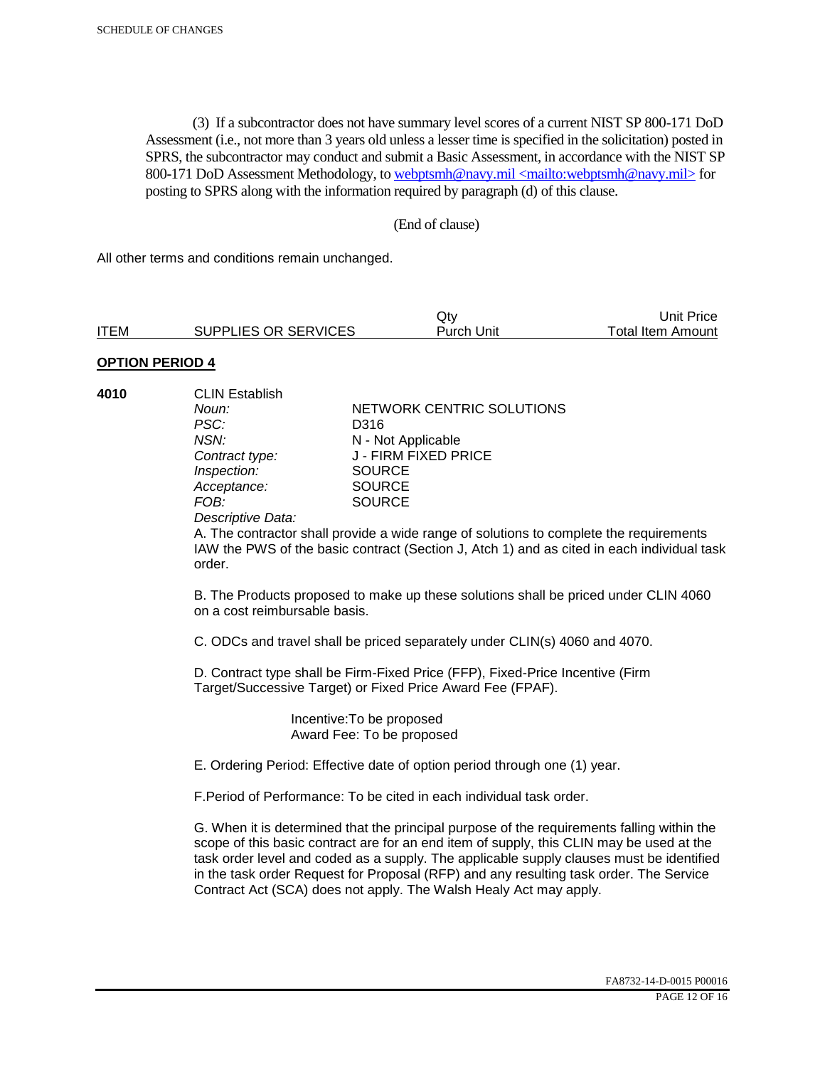(3) If a subcontractor does not have summary level scores of a current NIST SP 800-171 DoD Assessment (i.e., not more than 3 years old unless a lesser time is specified in the solicitation) posted in SPRS, the subcontractor may conduct and submit a Basic Assessment, in accordance with the NIST SP 800-171 DoD Assessment Methodology, to webptsmh@navy.mil <mailto:webptsmh@navy.mil> for posting to SPRS along with the information required by paragraph (d) of this clause.

(End of clause)

All other terms and conditions remain unchanged.

| ITEM | SUPPLIES OR SERVICES | Qty Purch Unit | Unit Price Total Item Amount |
|---|---|---|---|

**OPTION PERIOD 4**

**4010** CLIN Establish

| | |
|---|---|
| *Noun:* | NETWORK CENTRIC SOLUTIONS |
| *PSC:* | D316 |
| *NSN:* | N - Not Applicable |
| *Contract type:* | J - FIRM FIXED PRICE |
| *Inspection:* | SOURCE |
| *Acceptance:* | SOURCE |
| *FOB:* | SOURCE |

*Descriptive Data:*

A. The contractor shall provide a wide range of solutions to complete the requirements IAW the PWS of the basic contract (Section J, Atch 1) and as cited in each individual task order.

B. The Products proposed to make up these solutions shall be priced under CLIN 4060 on a cost reimbursable basis.

C. ODCs and travel shall be priced separately under CLIN(s) 4060 and 4070.

D. Contract type shall be Firm-Fixed Price (FFP), Fixed-Price Incentive (Firm Target/Successive Target) or Fixed Price Award Fee (FPAF).

Incentive:To be proposed
Award Fee: To be proposed

E. Ordering Period: Effective date of option period through one (1) year.

F.Period of Performance: To be cited in each individual task order.

G. When it is determined that the principal purpose of the requirements falling within the scope of this basic contract are for an end item of supply, this CLIN may be used at the task order level and coded as a supply. The applicable supply clauses must be identified in the task order Request for Proposal (RFP) and any resulting task order. The Service Contract Act (SCA) does not apply. The Walsh Healy Act may apply.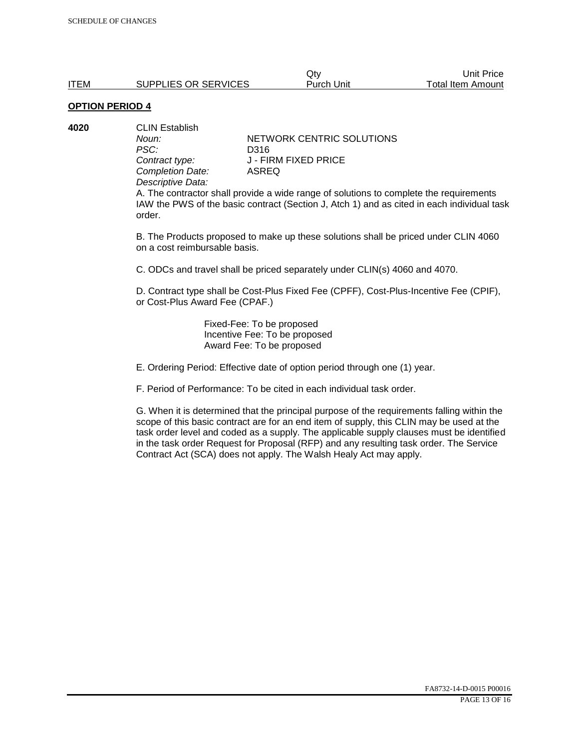| ITEM | SUPPLIES OR SERVICES | Qty Purch Unit | Unit Price Total Item Amount |
|---|---|---|---|

**OPTION PERIOD 4**

**4020** CLIN Establish

*Noun:* NETWORK CENTRIC SOLUTIONS
*PSC:* D316
*Contract type:* J - FIRM FIXED PRICE
*Completion Date:* ASREQ
*Descriptive Data:*

A. The contractor shall provide a wide range of solutions to complete the requirements IAW the PWS of the basic contract (Section J, Atch 1) and as cited in each individual task order.

B. The Products proposed to make up these solutions shall be priced under CLIN 4060 on a cost reimbursable basis.

C. ODCs and travel shall be priced separately under CLIN(s) 4060 and 4070.

D. Contract type shall be Cost-Plus Fixed Fee (CPFF), Cost-Plus-Incentive Fee (CPIF), or Cost-Plus Award Fee (CPAF.)

Fixed-Fee: To be proposed
Incentive Fee: To be proposed
Award Fee: To be proposed

E. Ordering Period: Effective date of option period through one (1) year.

F. Period of Performance: To be cited in each individual task order.

G. When it is determined that the principal purpose of the requirements falling within the scope of this basic contract are for an end item of supply, this CLIN may be used at the task order level and coded as a supply. The applicable supply clauses must be identified in the task order Request for Proposal (RFP) and any resulting task order. The Service Contract Act (SCA) does not apply. The Walsh Healy Act may apply.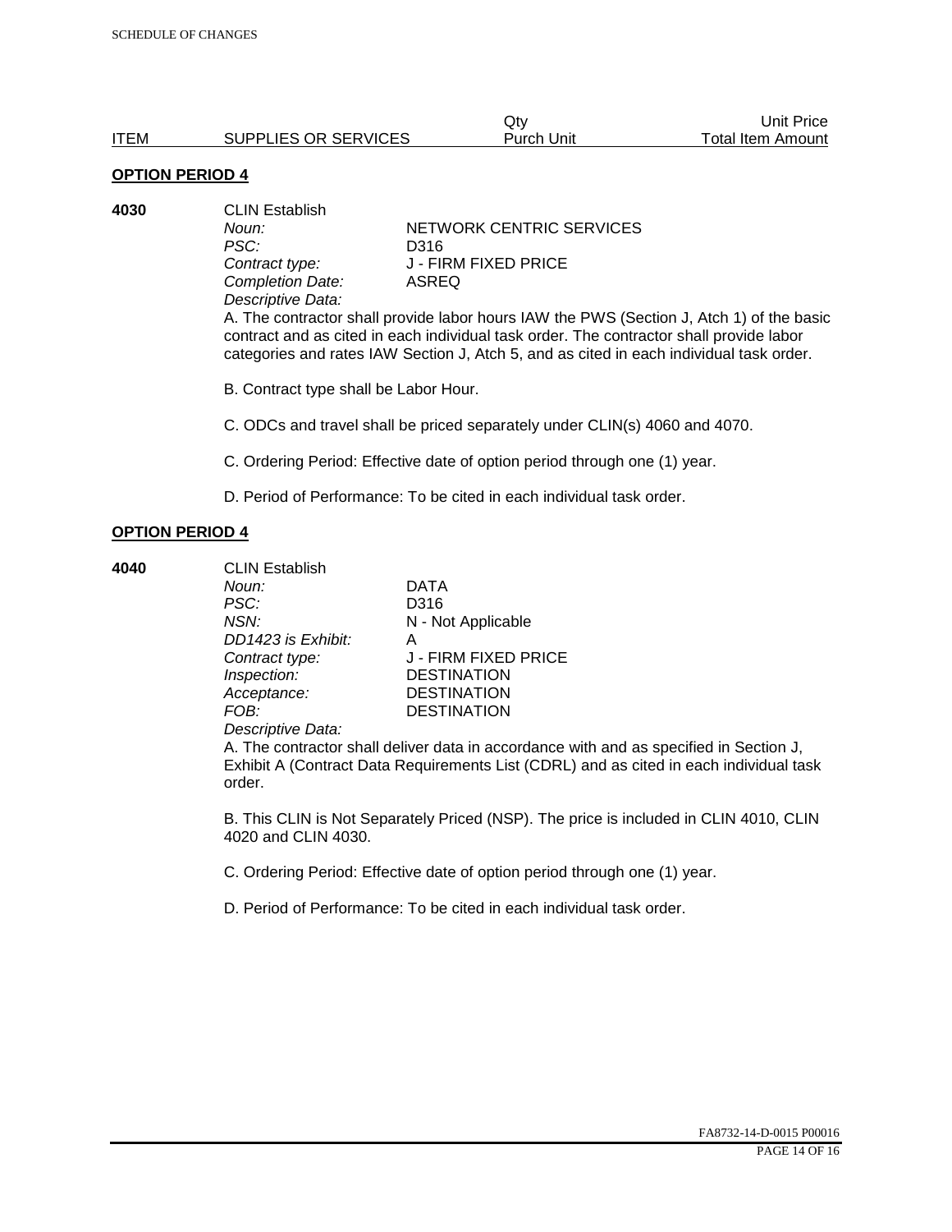| ITEM | SUPPLIES OR SERVICES | Qty<br>Purch Unit | Unit Price<br>Total Item Amount |
|---|---|---|---|

**OPTION PERIOD 4**

**4030** CLIN Establish

*Noun:* NETWORK CENTRIC SERVICES
*PSC:* D316
*Contract type:* J - FIRM FIXED PRICE
*Completion Date:* ASREQ
*Descriptive Data:*

A. The contractor shall provide labor hours IAW the PWS (Section J, Atch 1) of the basic contract and as cited in each individual task order. The contractor shall provide labor categories and rates IAW Section J, Atch 5, and as cited in each individual task order.

B. Contract type shall be Labor Hour.

C. ODCs and travel shall be priced separately under CLIN(s) 4060 and 4070.

C. Ordering Period: Effective date of option period through one (1) year.

D. Period of Performance: To be cited in each individual task order.

**OPTION PERIOD 4**

**4040** CLIN Establish

*Noun:* DATA
*PSC:* D316
*NSN:* N - Not Applicable
*DD1423 is Exhibit:* A
*Contract type:* J - FIRM FIXED PRICE
*Inspection:* DESTINATION
*Acceptance:* DESTINATION
*FOB:* DESTINATION
*Descriptive Data:*

A. The contractor shall deliver data in accordance with and as specified in Section J, Exhibit A (Contract Data Requirements List (CDRL) and as cited in each individual task order.

B. This CLIN is Not Separately Priced (NSP). The price is included in CLIN 4010, CLIN 4020 and CLIN 4030.

C. Ordering Period: Effective date of option period through one (1) year.

D. Period of Performance: To be cited in each individual task order.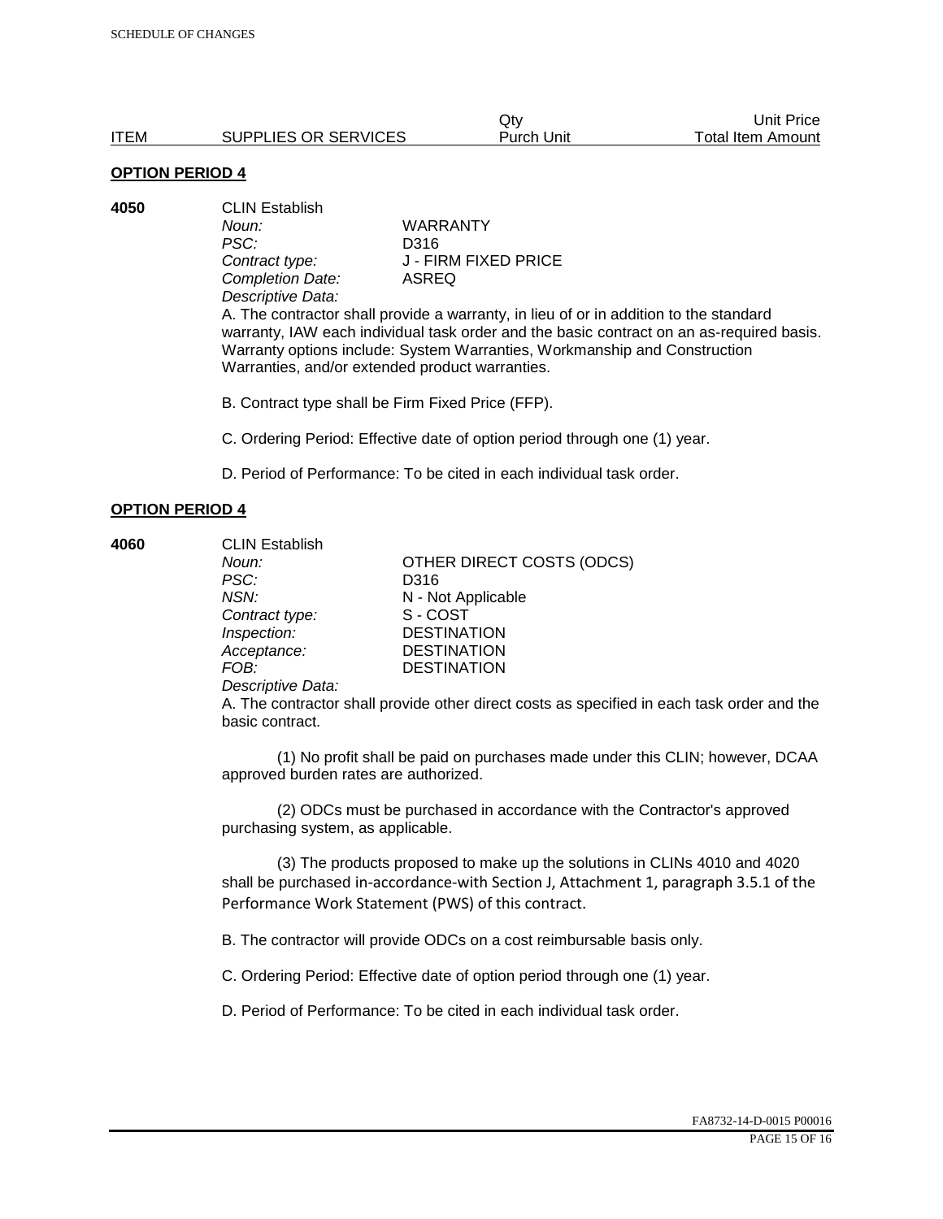| ITEM | SUPPLIES OR SERVICES | Qty Purch Unit | Unit Price Total Item Amount |
|---|---|---|---|

**OPTION PERIOD 4**

**4050** CLIN Establish

*Noun:* WARRANTY
*PSC:* D316
*Contract type:* J - FIRM FIXED PRICE
*Completion Date:* ASREQ
*Descriptive Data:*

A. The contractor shall provide a warranty, in lieu of or in addition to the standard warranty, IAW each individual task order and the basic contract on an as-required basis. Warranty options include: System Warranties, Workmanship and Construction Warranties, and/or extended product warranties.

B. Contract type shall be Firm Fixed Price (FFP).

C. Ordering Period: Effective date of option period through one (1) year.

D. Period of Performance: To be cited in each individual task order.

**OPTION PERIOD 4**

**4060** CLIN Establish

*Noun:* OTHER DIRECT COSTS (ODCS)
*PSC:* D316
*NSN:* N - Not Applicable
*Contract type:* S - COST
*Inspection:* DESTINATION
*Acceptance:* DESTINATION
*FOB:* DESTINATION
*Descriptive Data:*

A. The contractor shall provide other direct costs as specified in each task order and the basic contract.

(1) No profit shall be paid on purchases made under this CLIN; however, DCAA approved burden rates are authorized.

(2) ODCs must be purchased in accordance with the Contractor's approved purchasing system, as applicable.

(3) The products proposed to make up the solutions in CLINs 4010 and 4020 shall be purchased in-accordance-with Section J, Attachment 1, paragraph 3.5.1 of the Performance Work Statement (PWS) of this contract.

B. The contractor will provide ODCs on a cost reimbursable basis only.

C. Ordering Period: Effective date of option period through one (1) year.

D. Period of Performance: To be cited in each individual task order.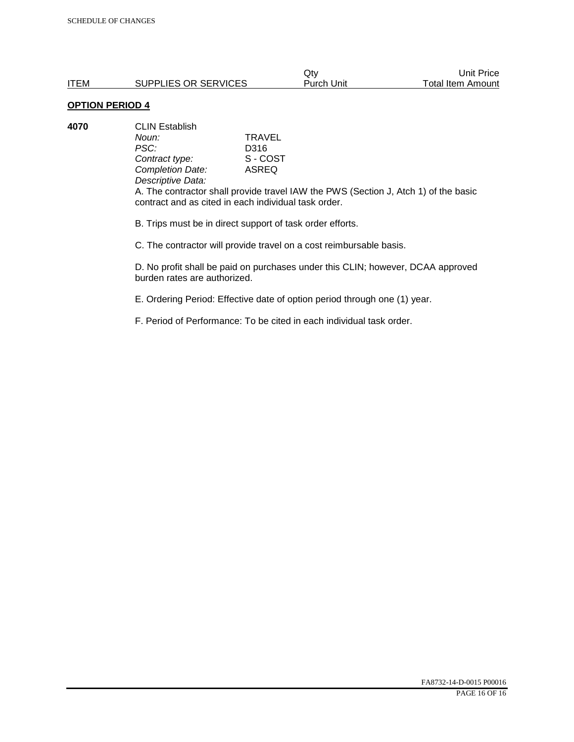| ITEM | SUPPLIES OR SERVICES | Qty Purch Unit | Unit Price Total Item Amount |
|---|---|---|---|

**OPTION PERIOD 4**

**4070** CLIN Establish

*Noun:* TRAVEL
*PSC:* D316
*Contract type:* S - COST
*Completion Date:* ASREQ
*Descriptive Data:*

A. The contractor shall provide travel IAW the PWS (Section J, Atch 1) of the basic contract and as cited in each individual task order.

B. Trips must be in direct support of task order efforts.

C. The contractor will provide travel on a cost reimbursable basis.

D. No profit shall be paid on purchases under this CLIN; however, DCAA approved burden rates are authorized.

E. Ordering Period: Effective date of option period through one (1) year.

F. Period of Performance: To be cited in each individual task order.